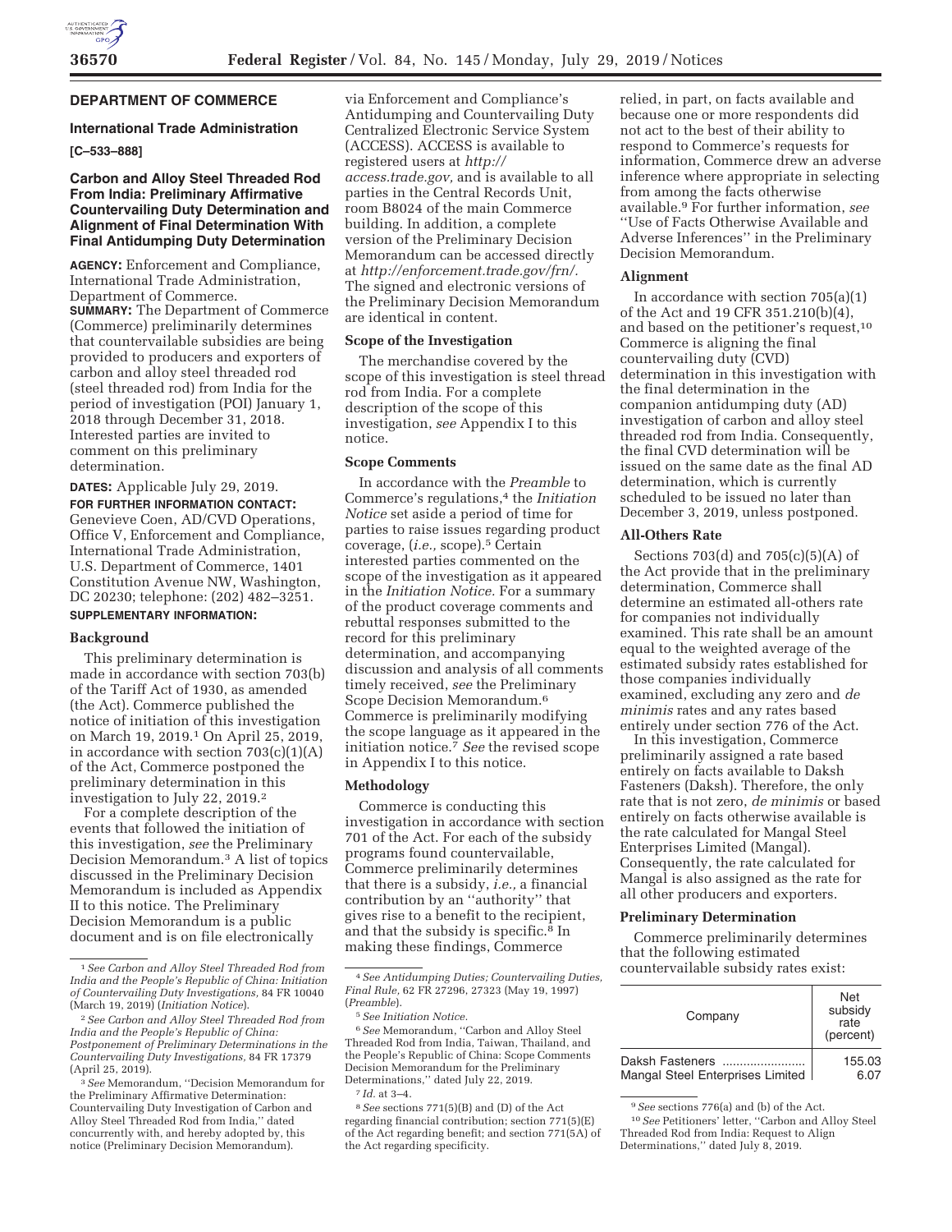## DEPARTMENT OF COMMERCE

### International Trade Administration

**[C–533–888]**

### Carbon and Alloy Steel Threaded Rod From India: Preliminary Affirmative Countervailing Duty Determination and Alignment of Final Determination With Final Antidumping Duty Determination

**AGENCY:** Enforcement and Compliance, International Trade Administration, Department of Commerce.

**SUMMARY:** The Department of Commerce (Commerce) preliminarily determines that countervailable subsidies are being provided to producers and exporters of carbon and alloy steel threaded rod (steel threaded rod) from India for the period of investigation (POI) January 1, 2018 through December 31, 2018. Interested parties are invited to comment on this preliminary determination.

**DATES:** Applicable July 29, 2019.

**FOR FURTHER INFORMATION CONTACT:** Genevieve Coen, AD/CVD Operations, Office V, Enforcement and Compliance, International Trade Administration, U.S. Department of Commerce, 1401 Constitution Avenue NW, Washington, DC 20230; telephone: (202) 482–3251.

**SUPPLEMENTARY INFORMATION:**

#### Background

This preliminary determination is made in accordance with section 703(b) of the Tariff Act of 1930, as amended (the Act). Commerce published the notice of initiation of this investigation on March 19, 2019.[1] On April 25, 2019, in accordance with section 703(c)(1)(A) of the Act, Commerce postponed the preliminary determination in this investigation to July 22, 2019.[2]

For a complete description of the events that followed the initiation of this investigation, *see* the Preliminary Decision Memorandum.[3] A list of topics discussed in the Preliminary Decision Memorandum is included as Appendix II to this notice. The Preliminary Decision Memorandum is a public document and is on file electronically via Enforcement and Compliance's Antidumping and Countervailing Duty Centralized Electronic Service System (ACCESS). ACCESS is available to registered users at *http://access.trade.gov,* and is available to all parties in the Central Records Unit, room B8024 of the main Commerce building. In addition, a complete version of the Preliminary Decision Memorandum can be accessed directly at *http://enforcement.trade.gov/frn/.* The signed and electronic versions of the Preliminary Decision Memorandum are identical in content.

#### Scope of the Investigation

The merchandise covered by the scope of this investigation is steel thread rod from India. For a complete description of the scope of this investigation, *see* Appendix I to this notice.

#### Scope Comments

In accordance with the *Preamble* to Commerce's regulations,[4] the *Initiation Notice* set aside a period of time for parties to raise issues regarding product coverage, (*i.e.,* scope).[5] Certain interested parties commented on the scope of the investigation as it appeared in the *Initiation Notice.* For a summary of the product coverage comments and rebuttal responses submitted to the record for this preliminary determination, and accompanying discussion and analysis of all comments timely received, *see* the Preliminary Scope Decision Memorandum.[6] Commerce is preliminarily modifying the scope language as it appeared in the initiation notice.[7] *See* the revised scope in Appendix I to this notice.

#### Methodology

Commerce is conducting this investigation in accordance with section 701 of the Act. For each of the subsidy programs found countervailable, Commerce preliminarily determines that there is a subsidy, *i.e.,* a financial contribution by an "authority" that gives rise to a benefit to the recipient, and that the subsidy is specific.[8] In making these findings, Commerce relied, in part, on facts available and because one or more respondents did not act to the best of their ability to respond to Commerce's requests for information, Commerce drew an adverse inference where appropriate in selecting from among the facts otherwise available.[9] For further information, *see* "Use of Facts Otherwise Available and Adverse Inferences" in the Preliminary Decision Memorandum.

#### Alignment

In accordance with section 705(a)(1) of the Act and 19 CFR 351.210(b)(4), and based on the petitioner's request,[10] Commerce is aligning the final countervailing duty (CVD) determination in this investigation with the final determination in the companion antidumping duty (AD) investigation of carbon and alloy steel threaded rod from India. Consequently, the final CVD determination will be issued on the same date as the final AD determination, which is currently scheduled to be issued no later than December 3, 2019, unless postponed.

#### All-Others Rate

Sections 703(d) and 705(c)(5)(A) of the Act provide that in the preliminary determination, Commerce shall determine an estimated all-others rate for companies not individually examined. This rate shall be an amount equal to the weighted average of the estimated subsidy rates established for those companies individually examined, excluding any zero and *de minimis* rates and any rates based entirely under section 776 of the Act.

In this investigation, Commerce preliminarily assigned a rate based entirely on facts available to Daksh Fasteners (Daksh). Therefore, the only rate that is not zero, *de minimis* or based entirely on facts otherwise available is the rate calculated for Mangal Steel Enterprises Limited (Mangal). Consequently, the rate calculated for Mangal is also assigned as the rate for all other producers and exporters.

#### Preliminary Determination

Commerce preliminarily determines that the following estimated countervailable subsidy rates exist:

| Company | Net subsidy rate (percent) |
|---|---|
| Daksh Fasteners | 155.03 |
| Mangal Steel Enterprises Limited | 6.07 |

---

[1] *See Carbon and Alloy Steel Threaded Rod from India and the People's Republic of China: Initiation of Countervailing Duty Investigations,* 84 FR 10040 (March 19, 2019) (*Initiation Notice*).

[2] *See Carbon and Alloy Steel Threaded Rod from India and the People's Republic of China: Postponement of Preliminary Determinations in the Countervailing Duty Investigations,* 84 FR 17379 (April 25, 2019).

[3] *See* Memorandum, "Decision Memorandum for the Preliminary Affirmative Determination: Countervailing Duty Investigation of Carbon and Alloy Steel Threaded Rod from India," dated concurrently with, and hereby adopted by, this notice (Preliminary Decision Memorandum).

[4] *See Antidumping Duties; Countervailing Duties, Final Rule,* 62 FR 27296, 27323 (May 19, 1997) (*Preamble*).

[5] *See Initiation Notice.*

[6] *See* Memorandum, "Carbon and Alloy Steel Threaded Rod from India, Taiwan, Thailand, and the People's Republic of China: Scope Comments Decision Memorandum for the Preliminary Determinations," dated July 22, 2019.

[7] *Id.* at 3–4.

[8] *See* sections 771(5)(B) and (D) of the Act regarding financial contribution; section 771(5)(E) of the Act regarding benefit; and section 771(5A) of the Act regarding specificity.

[9] *See* sections 776(a) and (b) of the Act.

[10] *See* Petitioners' letter, "Carbon and Alloy Steel Threaded Rod from India: Request to Align Determinations," dated July 8, 2019.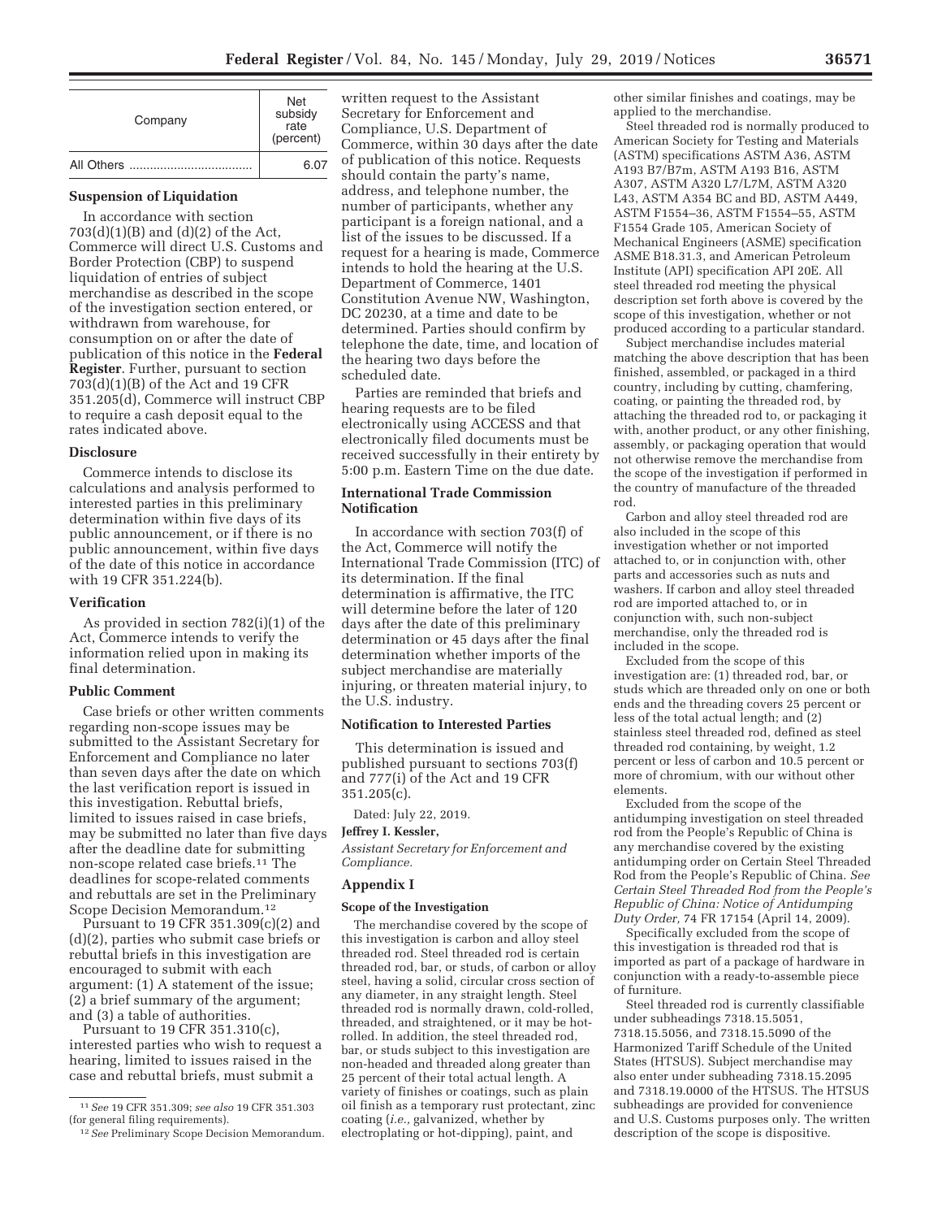| Company | Net subsidy rate (percent) |
| --- | --- |
| All Others | 6.07 |

## Suspension of Liquidation

In accordance with section 703(d)(1)(B) and (d)(2) of the Act, Commerce will direct U.S. Customs and Border Protection (CBP) to suspend liquidation of entries of subject merchandise as described in the scope of the investigation section entered, or withdrawn from warehouse, for consumption on or after the date of publication of this notice in the **Federal Register**. Further, pursuant to section 703(d)(1)(B) of the Act and 19 CFR 351.205(d), Commerce will instruct CBP to require a cash deposit equal to the rates indicated above.

## Disclosure

Commerce intends to disclose its calculations and analysis performed to interested parties in this preliminary determination within five days of its public announcement, or if there is no public announcement, within five days of the date of this notice in accordance with 19 CFR 351.224(b).

## Verification

As provided in section 782(i)(1) of the Act, Commerce intends to verify the information relied upon in making its final determination.

## Public Comment

Case briefs or other written comments regarding non-scope issues may be submitted to the Assistant Secretary for Enforcement and Compliance no later than seven days after the date on which the last verification report is issued in this investigation. Rebuttal briefs, limited to issues raised in case briefs, may be submitted no later than five days after the deadline date for submitting non-scope related case briefs.[11] The deadlines for scope-related comments and rebuttals are set in the Preliminary Scope Decision Memorandum.[12]

Pursuant to 19 CFR 351.309(c)(2) and (d)(2), parties who submit case briefs or rebuttal briefs in this investigation are encouraged to submit with each argument: (1) A statement of the issue; (2) a brief summary of the argument; and (3) a table of authorities.

Pursuant to 19 CFR 351.310(c), interested parties who wish to request a hearing, limited to issues raised in the case and rebuttal briefs, must submit a written request to the Assistant Secretary for Enforcement and Compliance, U.S. Department of Commerce, within 30 days after the date of publication of this notice. Requests should contain the party's name, address, and telephone number, the number of participants, whether any participant is a foreign national, and a list of the issues to be discussed. If a request for a hearing is made, Commerce intends to hold the hearing at the U.S. Department of Commerce, 1401 Constitution Avenue NW, Washington, DC 20230, at a time and date to be determined. Parties should confirm by telephone the date, time, and location of the hearing two days before the scheduled date.

Parties are reminded that briefs and hearing requests are to be filed electronically using ACCESS and that electronically filed documents must be received successfully in their entirety by 5:00 p.m. Eastern Time on the due date.

## International Trade Commission Notification

In accordance with section 703(f) of the Act, Commerce will notify the International Trade Commission (ITC) of its determination. If the final determination is affirmative, the ITC will determine before the later of 120 days after the date of this preliminary determination or 45 days after the final determination whether imports of the subject merchandise are materially injuring, or threaten material injury, to the U.S. industry.

## Notification to Interested Parties

This determination is issued and published pursuant to sections 703(f) and 777(i) of the Act and 19 CFR 351.205(c).

Dated: July 22, 2019.

**Jeffrey I. Kessler,**

*Assistant Secretary for Enforcement and Compliance.*

## Appendix I

### Scope of the Investigation

The merchandise covered by the scope of this investigation is carbon and alloy steel threaded rod. Steel threaded rod is certain threaded rod, bar, or studs, of carbon or alloy steel, having a solid, circular cross section of any diameter, in any straight length. Steel threaded rod is normally drawn, cold-rolled, threaded, and straightened, or it may be hot-rolled. In addition, the steel threaded rod, bar, or studs subject to this investigation are non-headed and threaded along greater than 25 percent of their total actual length. A variety of finishes or coatings, such as plain oil finish as a temporary rust protectant, zinc coating (*i.e.,* galvanized, whether by electroplating or hot-dipping), paint, and other similar finishes and coatings, may be applied to the merchandise.

Steel threaded rod is normally produced to American Society for Testing and Materials (ASTM) specifications ASTM A36, ASTM A193 B7/B7m, ASTM A193 B16, ASTM A307, ASTM A320 L7/L7M, ASTM A320 L43, ASTM A354 BC and BD, ASTM A449, ASTM F1554–36, ASTM F1554–55, ASTM F1554 Grade 105, American Society of Mechanical Engineers (ASME) specification ASME B18.31.3, and American Petroleum Institute (API) specification API 20E. All steel threaded rod meeting the physical description set forth above is covered by the scope of this investigation, whether or not produced according to a particular standard.

Subject merchandise includes material matching the above description that has been finished, assembled, or packaged in a third country, including by cutting, chamfering, coating, or painting the threaded rod, by attaching the threaded rod to, or packaging it with, another product, or any other finishing, assembly, or packaging operation that would not otherwise remove the merchandise from the scope of the investigation if performed in the country of manufacture of the threaded rod.

Carbon and alloy steel threaded rod are also included in the scope of this investigation whether or not imported attached to, or in conjunction with, other parts and accessories such as nuts and washers. If carbon and alloy steel threaded rod are imported attached to, or in conjunction with, such non-subject merchandise, only the threaded rod is included in the scope.

Excluded from the scope of this investigation are: (1) threaded rod, bar, or studs which are threaded only on one or both ends and the threading covers 25 percent or less of the total actual length; and (2) stainless steel threaded rod, defined as steel threaded rod containing, by weight, 1.2 percent or less of carbon and 10.5 percent or more of chromium, with our without other elements.

Excluded from the scope of the antidumping investigation on steel threaded rod from the People's Republic of China is any merchandise covered by the existing antidumping order on Certain Steel Threaded Rod from the People's Republic of China. *See Certain Steel Threaded Rod from the People's Republic of China: Notice of Antidumping Duty Order,* 74 FR 17154 (April 14, 2009).

Specifically excluded from the scope of this investigation is threaded rod that is imported as part of a package of hardware in conjunction with a ready-to-assemble piece of furniture.

Steel threaded rod is currently classifiable under subheadings 7318.15.5051, 7318.15.5056, and 7318.15.5090 of the Harmonized Tariff Schedule of the United States (HTSUS). Subject merchandise may also enter under subheading 7318.15.2095 and 7318.19.0000 of the HTSUS. The HTSUS subheadings are provided for convenience and U.S. Customs purposes only. The written description of the scope is dispositive.

---

[11] *See* 19 CFR 351.309; *see also* 19 CFR 351.303 (for general filing requirements).

[12] *See* Preliminary Scope Decision Memorandum.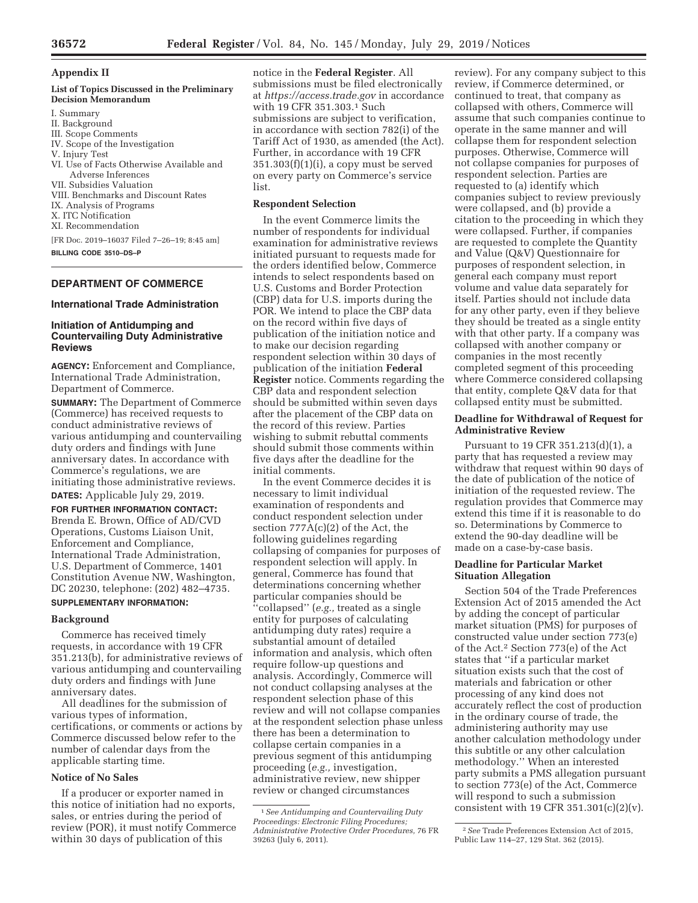## Appendix II

### List of Topics Discussed in the Preliminary Decision Memorandum

I. Summary
II. Background
III. Scope Comments
IV. Scope of the Investigation
V. Injury Test
VI. Use of Facts Otherwise Available and Adverse Inferences
VII. Subsidies Valuation
VIII. Benchmarks and Discount Rates
IX. Analysis of Programs
X. ITC Notification
XI. Recommendation

[FR Doc. 2019–16037 Filed 7–26–19; 8:45 am]

**BILLING CODE 3510–DS–P**

---

## DEPARTMENT OF COMMERCE

### International Trade Administration

### Initiation of Antidumping and Countervailing Duty Administrative Reviews

**AGENCY:** Enforcement and Compliance, International Trade Administration, Department of Commerce.

**SUMMARY:** The Department of Commerce (Commerce) has received requests to conduct administrative reviews of various antidumping and countervailing duty orders and findings with June anniversary dates. In accordance with Commerce's regulations, we are initiating those administrative reviews.

**DATES:** Applicable July 29, 2019.

**FOR FURTHER INFORMATION CONTACT:** Brenda E. Brown, Office of AD/CVD Operations, Customs Liaison Unit, Enforcement and Compliance, International Trade Administration, U.S. Department of Commerce, 1401 Constitution Avenue NW, Washington, DC 20230, telephone: (202) 482–4735.

**SUPPLEMENTARY INFORMATION:**

#### Background

Commerce has received timely requests, in accordance with 19 CFR 351.213(b), for administrative reviews of various antidumping and countervailing duty orders and findings with June anniversary dates.

All deadlines for the submission of various types of information, certifications, or comments or actions by Commerce discussed below refer to the number of calendar days from the applicable starting time.

#### Notice of No Sales

If a producer or exporter named in this notice of initiation had no exports, sales, or entries during the period of review (POR), it must notify Commerce within 30 days of publication of this notice in the **Federal Register**. All submissions must be filed electronically at *https://access.trade.gov* in accordance with 19 CFR 351.303.[1] Such submissions are subject to verification, in accordance with section 782(i) of the Tariff Act of 1930, as amended (the Act). Further, in accordance with 19 CFR 351.303(f)(1)(i), a copy must be served on every party on Commerce's service list.

#### Respondent Selection

In the event Commerce limits the number of respondents for individual examination for administrative reviews initiated pursuant to requests made for the orders identified below, Commerce intends to select respondents based on U.S. Customs and Border Protection (CBP) data for U.S. imports during the POR. We intend to place the CBP data on the record within five days of publication of the initiation notice and to make our decision regarding respondent selection within 30 days of publication of the initiation **Federal Register** notice. Comments regarding the CBP data and respondent selection should be submitted within seven days after the placement of the CBP data on the record of this review. Parties wishing to submit rebuttal comments should submit those comments within five days after the deadline for the initial comments.

In the event Commerce decides it is necessary to limit individual examination of respondents and conduct respondent selection under section 777A(c)(2) of the Act, the following guidelines regarding collapsing of companies for purposes of respondent selection will apply. In general, Commerce has found that determinations concerning whether particular companies should be "collapsed" (*e.g.,* treated as a single entity for purposes of calculating antidumping duty rates) require a substantial amount of detailed information and analysis, which often require follow-up questions and analysis. Accordingly, Commerce will not conduct collapsing analyses at the respondent selection phase of this review and will not collapse companies at the respondent selection phase unless there has been a determination to collapse certain companies in a previous segment of this antidumping proceeding (*e.g.,* investigation, administrative review, new shipper review or changed circumstances review). For any company subject to this review, if Commerce determined, or continued to treat, that company as collapsed with others, Commerce will assume that such companies continue to operate in the same manner and will collapse them for respondent selection purposes. Otherwise, Commerce will not collapse companies for purposes of respondent selection. Parties are requested to (a) identify which companies subject to review previously were collapsed, and (b) provide a citation to the proceeding in which they were collapsed. Further, if companies are requested to complete the Quantity and Value (Q&V) Questionnaire for purposes of respondent selection, in general each company must report volume and value data separately for itself. Parties should not include data for any other party, even if they believe they should be treated as a single entity with that other party. If a company was collapsed with another company or companies in the most recently completed segment of this proceeding where Commerce considered collapsing that entity, complete Q&V data for that collapsed entity must be submitted.

#### Deadline for Withdrawal of Request for Administrative Review

Pursuant to 19 CFR 351.213(d)(1), a party that has requested a review may withdraw that request within 90 days of the date of publication of the notice of initiation of the requested review. The regulation provides that Commerce may extend this time if it is reasonable to do so. Determinations by Commerce to extend the 90-day deadline will be made on a case-by-case basis.

#### Deadline for Particular Market Situation Allegation

Section 504 of the Trade Preferences Extension Act of 2015 amended the Act by adding the concept of particular market situation (PMS) for purposes of constructed value under section 773(e) of the Act.[2] Section 773(e) of the Act states that "if a particular market situation exists such that the cost of materials and fabrication or other processing of any kind does not accurately reflect the cost of production in the ordinary course of trade, the administering authority may use another calculation methodology under this subtitle or any other calculation methodology." When an interested party submits a PMS allegation pursuant to section 773(e) of the Act, Commerce will respond to such a submission consistent with 19 CFR 351.301(c)(2)(v).

---

[1] *See Antidumping and Countervailing Duty Proceedings: Electronic Filing Procedures; Administrative Protective Order Procedures,* 76 FR 39263 (July 6, 2011).

[2] *See* Trade Preferences Extension Act of 2015, Public Law 114–27, 129 Stat. 362 (2015).